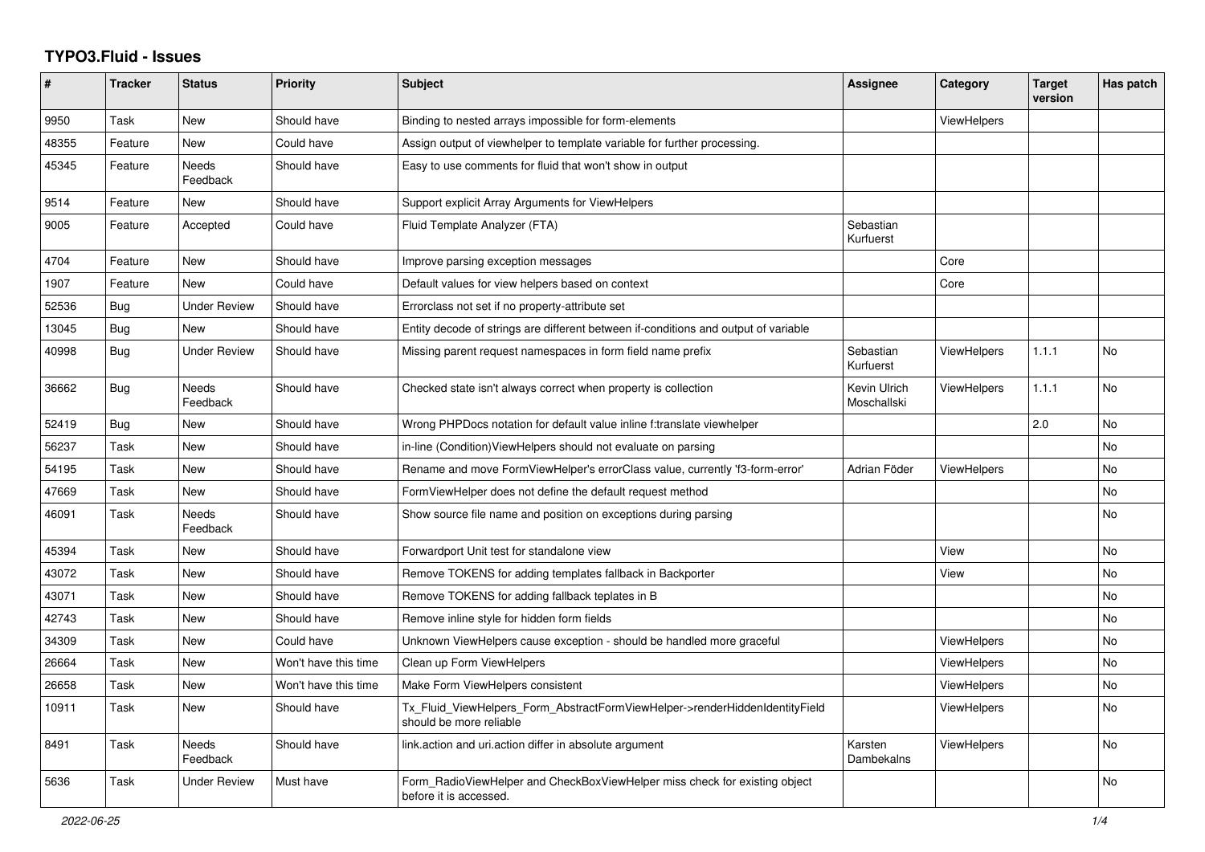# TYPO3.Fluid - Issues

| # | Tracker | Status | Priority | Subject | Assignee | Category | Target version | Has patch |
|---|---|---|---|---|---|---|---|---|
| 9950 | Task | New | Should have | Binding to nested arrays impossible for form-elements | | ViewHelpers | | |
| 48355 | Feature | New | Could have | Assign output of viewhelper to template variable for further processing. | | | | |
| 45345 | Feature | Needs Feedback | Should have | Easy to use comments for fluid that won't show in output | | | | |
| 9514 | Feature | New | Should have | Support explicit Array Arguments for ViewHelpers | | | | |
| 9005 | Feature | Accepted | Could have | Fluid Template Analyzer (FTA) | Sebastian Kurfuerst | | | |
| 4704 | Feature | New | Should have | Improve parsing exception messages | | Core | | |
| 1907 | Feature | New | Could have | Default values for view helpers based on context | | Core | | |
| 52536 | Bug | Under Review | Should have | Errorclass not set if no property-attribute set | | | | |
| 13045 | Bug | New | Should have | Entity decode of strings are different between if-conditions and output of variable | | | | |
| 40998 | Bug | Under Review | Should have | Missing parent request namespaces in form field name prefix | Sebastian Kurfuerst | ViewHelpers | 1.1.1 | No |
| 36662 | Bug | Needs Feedback | Should have | Checked state isn't always correct when property is collection | Kevin Ulrich Moschallski | ViewHelpers | 1.1.1 | No |
| 52419 | Bug | New | Should have | Wrong PHPDocs notation for default value inline f:translate viewhelper | | | 2.0 | No |
| 56237 | Task | New | Should have | in-line (Condition)ViewHelpers should not evaluate on parsing | | | | No |
| 54195 | Task | New | Should have | Rename and move FormViewHelper's errorClass value, currently 'f3-form-error' | Adrian Föder | ViewHelpers | | No |
| 47669 | Task | New | Should have | FormViewHelper does not define the default request method | | | | No |
| 46091 | Task | Needs Feedback | Should have | Show source file name and position on exceptions during parsing | | | | No |
| 45394 | Task | New | Should have | Forwardport Unit test for standalone view | | View | | No |
| 43072 | Task | New | Should have | Remove TOKENS for adding templates fallback in Backporter | | View | | No |
| 43071 | Task | New | Should have | Remove TOKENS for adding fallback teplates in B | | | | No |
| 42743 | Task | New | Should have | Remove inline style for hidden form fields | | | | No |
| 34309 | Task | New | Could have | Unknown ViewHelpers cause exception - should be handled more graceful | | ViewHelpers | | No |
| 26664 | Task | New | Won't have this time | Clean up Form ViewHelpers | | ViewHelpers | | No |
| 26658 | Task | New | Won't have this time | Make Form ViewHelpers consistent | | ViewHelpers | | No |
| 10911 | Task | New | Should have | Tx_Fluid_ViewHelpers_Form_AbstractFormViewHelper->renderHiddenIdentityField should be more reliable | | ViewHelpers | | No |
| 8491 | Task | Needs Feedback | Should have | link.action and uri.action differ in absolute argument | Karsten Dambekalns | ViewHelpers | | No |
| 5636 | Task | Under Review | Must have | Form_RadioViewHelper and CheckBoxViewHelper miss check for existing object before it is accessed. | | | | No |

*2022-06-25*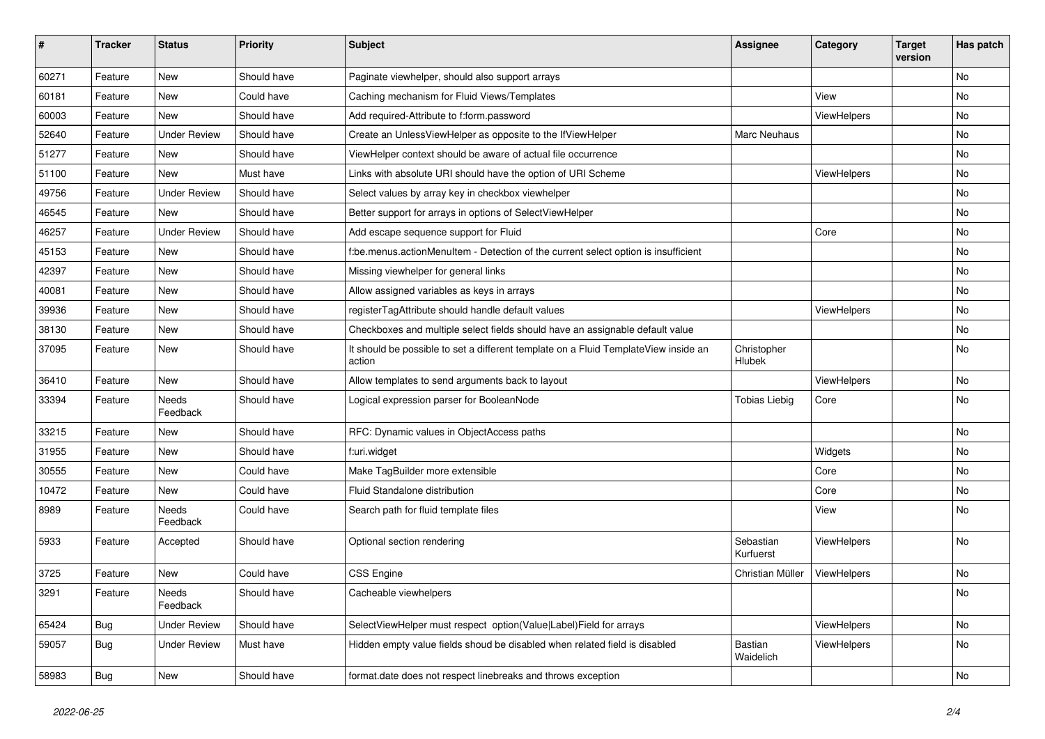| # | Tracker | Status | Priority | Subject | Assignee | Category | Target version | Has patch |
|---|---|---|---|---|---|---|---|---|
| 60271 | Feature | New | Should have | Paginate viewhelper, should also support arrays | | | | No |
| 60181 | Feature | New | Could have | Caching mechanism for Fluid Views/Templates | | View | | No |
| 60003 | Feature | New | Should have | Add required-Attribute to f:form.password | | ViewHelpers | | No |
| 52640 | Feature | Under Review | Should have | Create an UnlessViewHelper as opposite to the IfViewHelper | Marc Neuhaus | | | No |
| 51277 | Feature | New | Should have | ViewHelper context should be aware of actual file occurrence | | | | No |
| 51100 | Feature | New | Must have | Links with absolute URI should have the option of URI Scheme | | ViewHelpers | | No |
| 49756 | Feature | Under Review | Should have | Select values by array key in checkbox viewhelper | | | | No |
| 46545 | Feature | New | Should have | Better support for arrays in options of SelectViewHelper | | | | No |
| 46257 | Feature | Under Review | Should have | Add escape sequence support for Fluid | | Core | | No |
| 45153 | Feature | New | Should have | f:be.menus.actionMenuItem - Detection of the current select option is insufficient | | | | No |
| 42397 | Feature | New | Should have | Missing viewhelper for general links | | | | No |
| 40081 | Feature | New | Should have | Allow assigned variables as keys in arrays | | | | No |
| 39936 | Feature | New | Should have | registerTagAttribute should handle default values | | ViewHelpers | | No |
| 38130 | Feature | New | Should have | Checkboxes and multiple select fields should have an assignable default value | | | | No |
| 37095 | Feature | New | Should have | It should be possible to set a different template on a Fluid TemplateView inside an action | Christopher Hlubek | | | No |
| 36410 | Feature | New | Should have | Allow templates to send arguments back to layout | | ViewHelpers | | No |
| 33394 | Feature | Needs Feedback | Should have | Logical expression parser for BooleanNode | Tobias Liebig | Core | | No |
| 33215 | Feature | New | Should have | RFC: Dynamic values in ObjectAccess paths | | | | No |
| 31955 | Feature | New | Should have | f:uri.widget | | Widgets | | No |
| 30555 | Feature | New | Could have | Make TagBuilder more extensible | | Core | | No |
| 10472 | Feature | New | Could have | Fluid Standalone distribution | | Core | | No |
| 8989 | Feature | Needs Feedback | Could have | Search path for fluid template files | | View | | No |
| 5933 | Feature | Accepted | Should have | Optional section rendering | Sebastian Kurfuerst | ViewHelpers | | No |
| 3725 | Feature | New | Could have | CSS Engine | Christian Müller | ViewHelpers | | No |
| 3291 | Feature | Needs Feedback | Should have | Cacheable viewhelpers | | | | No |
| 65424 | Bug | Under Review | Should have | SelectViewHelper must respect option(Value\|Label)Field for arrays | | ViewHelpers | | No |
| 59057 | Bug | Under Review | Must have | Hidden empty value fields shoud be disabled when related field is disabled | Bastian Waidelich | ViewHelpers | | No |
| 58983 | Bug | New | Should have | format.date does not respect linebreaks and throws exception | | | | No |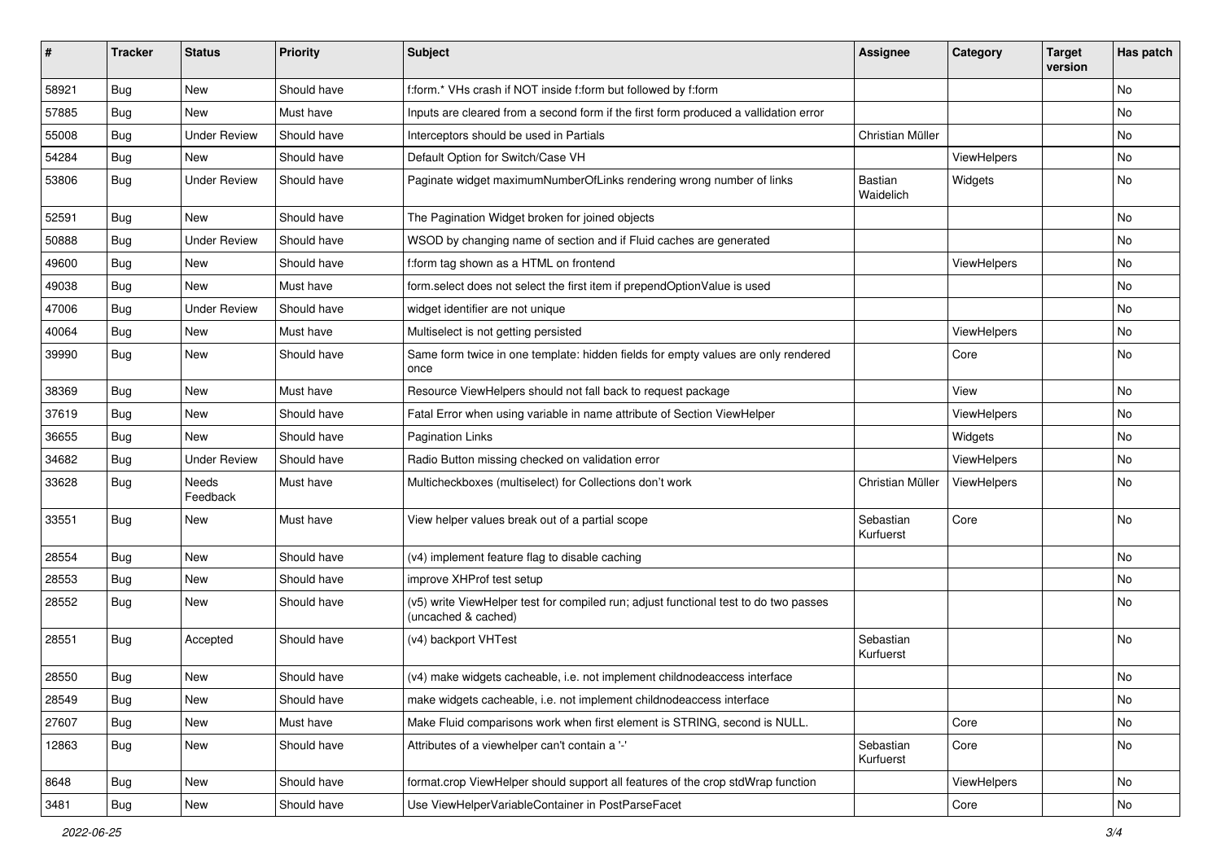| # | Tracker | Status | Priority | Subject | Assignee | Category | Target version | Has patch |
|---|---|---|---|---|---|---|---|---|
| 58921 | Bug | New | Should have | f:form.* VHs crash if NOT inside f:form but followed by f:form | | | | No |
| 57885 | Bug | New | Must have | Inputs are cleared from a second form if the first form produced a vallidation error | | | | No |
| 55008 | Bug | Under Review | Should have | Interceptors should be used in Partials | Christian Müller | | | No |
| 54284 | Bug | New | Should have | Default Option for Switch/Case VH | | ViewHelpers | | No |
| 53806 | Bug | Under Review | Should have | Paginate widget maximumNumberOfLinks rendering wrong number of links | Bastian Waidelich | Widgets | | No |
| 52591 | Bug | New | Should have | The Pagination Widget broken for joined objects | | | | No |
| 50888 | Bug | Under Review | Should have | WSOD by changing name of section and if Fluid caches are generated | | | | No |
| 49600 | Bug | New | Should have | f:form tag shown as a HTML on frontend | | ViewHelpers | | No |
| 49038 | Bug | New | Must have | form.select does not select the first item if prependOptionValue is used | | | | No |
| 47006 | Bug | Under Review | Should have | widget identifier are not unique | | | | No |
| 40064 | Bug | New | Must have | Multiselect is not getting persisted | | ViewHelpers | | No |
| 39990 | Bug | New | Should have | Same form twice in one template: hidden fields for empty values are only rendered once | | Core | | No |
| 38369 | Bug | New | Must have | Resource ViewHelpers should not fall back to request package | | View | | No |
| 37619 | Bug | New | Should have | Fatal Error when using variable in name attribute of Section ViewHelper | | ViewHelpers | | No |
| 36655 | Bug | New | Should have | Pagination Links | | Widgets | | No |
| 34682 | Bug | Under Review | Should have | Radio Button missing checked on validation error | | ViewHelpers | | No |
| 33628 | Bug | Needs Feedback | Must have | Multicheckboxes (multiselect) for Collections don't work | Christian Müller | ViewHelpers | | No |
| 33551 | Bug | New | Must have | View helper values break out of a partial scope | Sebastian Kurfuerst | Core | | No |
| 28554 | Bug | New | Should have | (v4) implement feature flag to disable caching | | | | No |
| 28553 | Bug | New | Should have | improve XHProf test setup | | | | No |
| 28552 | Bug | New | Should have | (v5) write ViewHelper test for compiled run; adjust functional test to do two passes (uncached & cached) | | | | No |
| 28551 | Bug | Accepted | Should have | (v4) backport VHTest | Sebastian Kurfuerst | | | No |
| 28550 | Bug | New | Should have | (v4) make widgets cacheable, i.e. not implement childnodeaccess interface | | | | No |
| 28549 | Bug | New | Should have | make widgets cacheable, i.e. not implement childnodeaccess interface | | | | No |
| 27607 | Bug | New | Must have | Make Fluid comparisons work when first element is STRING, second is NULL. | | Core | | No |
| 12863 | Bug | New | Should have | Attributes of a viewhelper can't contain a '-' | Sebastian Kurfuerst | Core | | No |
| 8648 | Bug | New | Should have | format.crop ViewHelper should support all features of the crop stdWrap function | | ViewHelpers | | No |
| 3481 | Bug | New | Should have | Use ViewHelperVariableContainer in PostParseFacet | | Core | | No |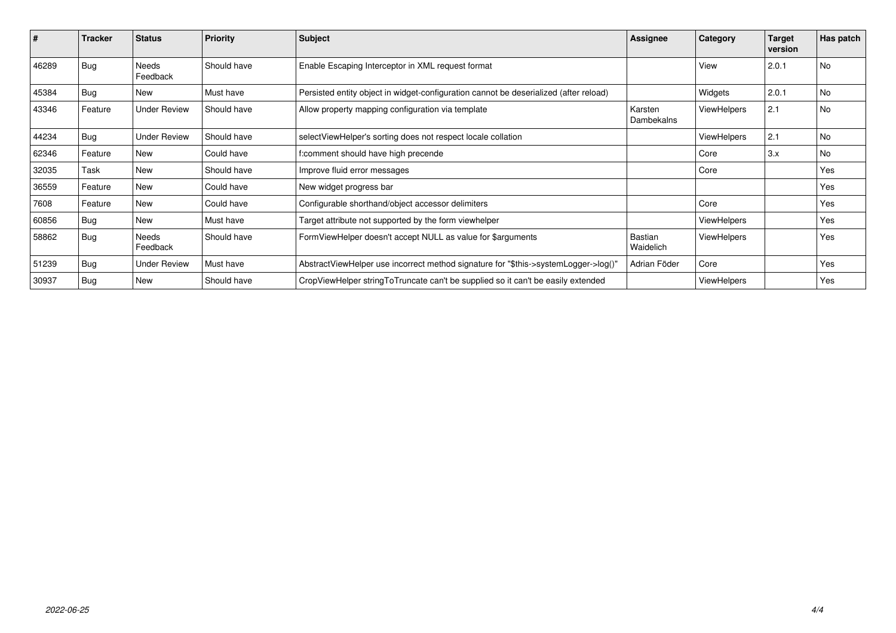| # | Tracker | Status | Priority | Subject | Assignee | Category | Target version | Has patch |
|---|---|---|---|---|---|---|---|---|
| 46289 | Bug | Needs Feedback | Should have | Enable Escaping Interceptor in XML request format | | View | 2.0.1 | No |
| 45384 | Bug | New | Must have | Persisted entity object in widget-configuration cannot be deserialized (after reload) | | Widgets | 2.0.1 | No |
| 43346 | Feature | Under Review | Should have | Allow property mapping configuration via template | Karsten Dambekalns | ViewHelpers | 2.1 | No |
| 44234 | Bug | Under Review | Should have | selectViewHelper's sorting does not respect locale collation | | ViewHelpers | 2.1 | No |
| 62346 | Feature | New | Could have | f:comment should have high precende | | Core | 3.x | No |
| 32035 | Task | New | Should have | Improve fluid error messages | | Core | | Yes |
| 36559 | Feature | New | Could have | New widget progress bar | | | | Yes |
| 7608 | Feature | New | Could have | Configurable shorthand/object accessor delimiters | | Core | | Yes |
| 60856 | Bug | New | Must have | Target attribute not supported by the form viewhelper | | ViewHelpers | | Yes |
| 58862 | Bug | Needs Feedback | Should have | FormViewHelper doesn't accept NULL as value for $arguments | Bastian Waidelich | ViewHelpers | | Yes |
| 51239 | Bug | Under Review | Must have | AbstractViewHelper use incorrect method signature for "$this->systemLogger->log()" | Adrian Föder | Core | | Yes |
| 30937 | Bug | New | Should have | CropViewHelper stringToTruncate can't be supplied so it can't be easily extended | | ViewHelpers | | Yes |